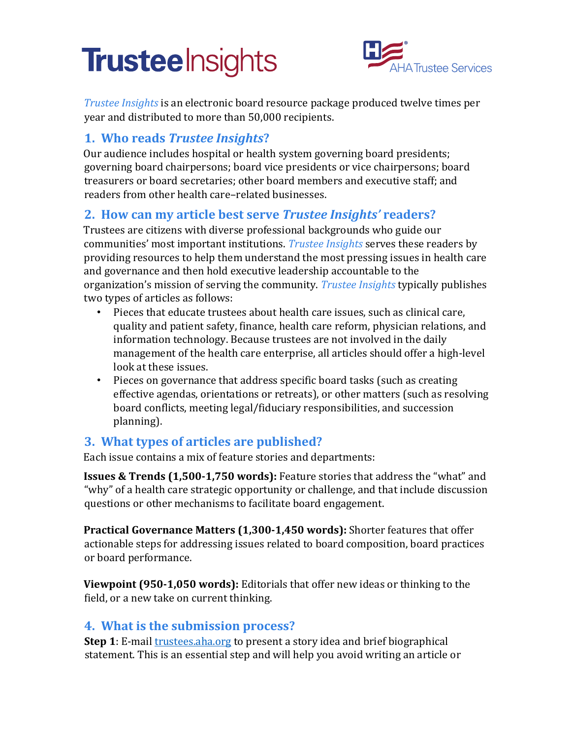# Trustee Insights

AHA Trustee Services

*Trustee Insights* is an electronic board resource package produced twelve times per year and distributed to more than 50,000 recipients.

## 1. Who reads *Trustee Insights*?

Our audience includes hospital or health system governing board presidents; governing board chairpersons; board vice presidents or vice chairpersons; board treasurers or board secretaries; other board members and executive staff; and readers from other health care–related businesses.

## 2. How can my article best serve *Trustee Insights'* readers?

Trustees are citizens with diverse professional backgrounds who guide our communities' most important institutions. *Trustee Insights* serves these readers by providing resources to help them understand the most pressing issues in health care and governance and then hold executive leadership accountable to the organization's mission of serving the community. *Trustee Insights* typically publishes two types of articles as follows:

- Pieces that educate trustees about health care issues, such as clinical care, quality and patient safety, finance, health care reform, physician relations, and information technology. Because trustees are not involved in the daily management of the health care enterprise, all articles should offer a high-level look at these issues.
- Pieces on governance that address specific board tasks (such as creating effective agendas, orientations or retreats), or other matters (such as resolving board conflicts, meeting legal/fiduciary responsibilities, and succession planning).

## 3. What types of articles are published?

Each issue contains a mix of feature stories and departments:

**Issues & Trends (1,500-1,750 words):** Feature stories that address the "what" and "why" of a health care strategic opportunity or challenge, and that include discussion questions or other mechanisms to facilitate board engagement.

**Practical Governance Matters (1,300-1,450 words):** Shorter features that offer actionable steps for addressing issues related to board composition, board practices or board performance.

**Viewpoint (950-1,050 words):** Editorials that offer new ideas or thinking to the field, or a new take on current thinking.

## 4. What is the submission process?

**Step 1**: E-mail trustees.aha.org to present a story idea and brief biographical statement. This is an essential step and will help you avoid writing an article or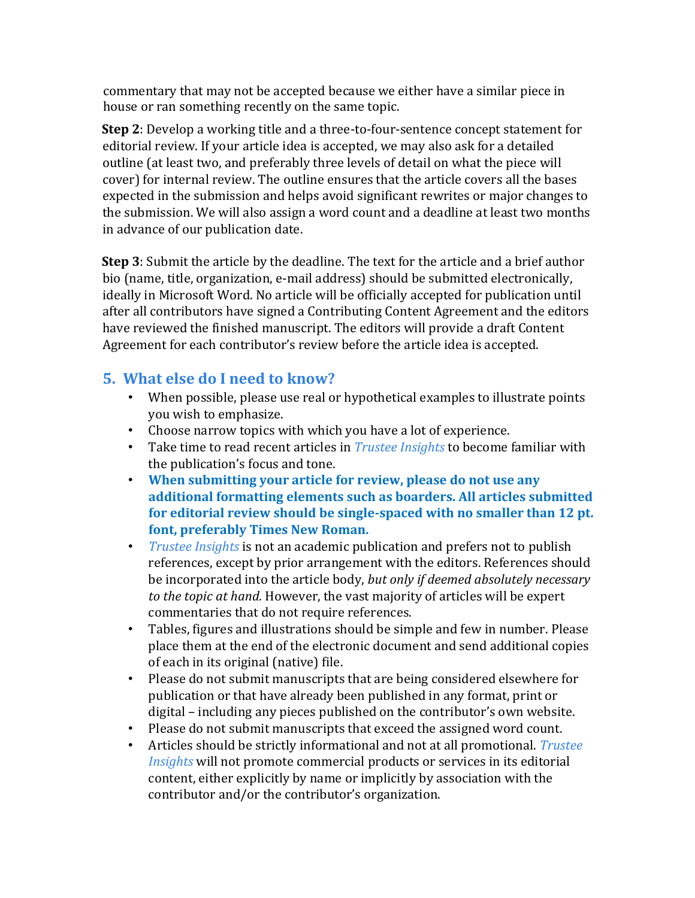commentary that may not be accepted because we either have a similar piece in house or ran something recently on the same topic.

**Step 2**: Develop a working title and a three-to-four-sentence concept statement for editorial review. If your article idea is accepted, we may also ask for a detailed outline (at least two, and preferably three levels of detail on what the piece will cover) for internal review. The outline ensures that the article covers all the bases expected in the submission and helps avoid significant rewrites or major changes to the submission. We will also assign a word count and a deadline at least two months in advance of our publication date.

**Step 3**: Submit the article by the deadline. The text for the article and a brief author bio (name, title, organization, e-mail address) should be submitted electronically, ideally in Microsoft Word. No article will be officially accepted for publication until after all contributors have signed a Contributing Content Agreement and the editors have reviewed the finished manuscript. The editors will provide a draft Content Agreement for each contributor's review before the article idea is accepted.

## 5. What else do I need to know?

- When possible, please use real or hypothetical examples to illustrate points you wish to emphasize.
- Choose narrow topics with which you have a lot of experience.
- Take time to read recent articles in *Trustee Insights* to become familiar with the publication's focus and tone.
- **When submitting your article for review, please do not use any additional formatting elements such as boarders. All articles submitted for editorial review should be single-spaced with no smaller than 12 pt. font, preferably Times New Roman.**
- *Trustee Insights* is not an academic publication and prefers not to publish references, except by prior arrangement with the editors. References should be incorporated into the article body, *but only if deemed absolutely necessary to the topic at hand.* However, the vast majority of articles will be expert commentaries that do not require references.
- Tables, figures and illustrations should be simple and few in number. Please place them at the end of the electronic document and send additional copies of each in its original (native) file.
- Please do not submit manuscripts that are being considered elsewhere for publication or that have already been published in any format, print or digital – including any pieces published on the contributor's own website.
- Please do not submit manuscripts that exceed the assigned word count.
- Articles should be strictly informational and not at all promotional. *Trustee Insights* will not promote commercial products or services in its editorial content, either explicitly by name or implicitly by association with the contributor and/or the contributor's organization.